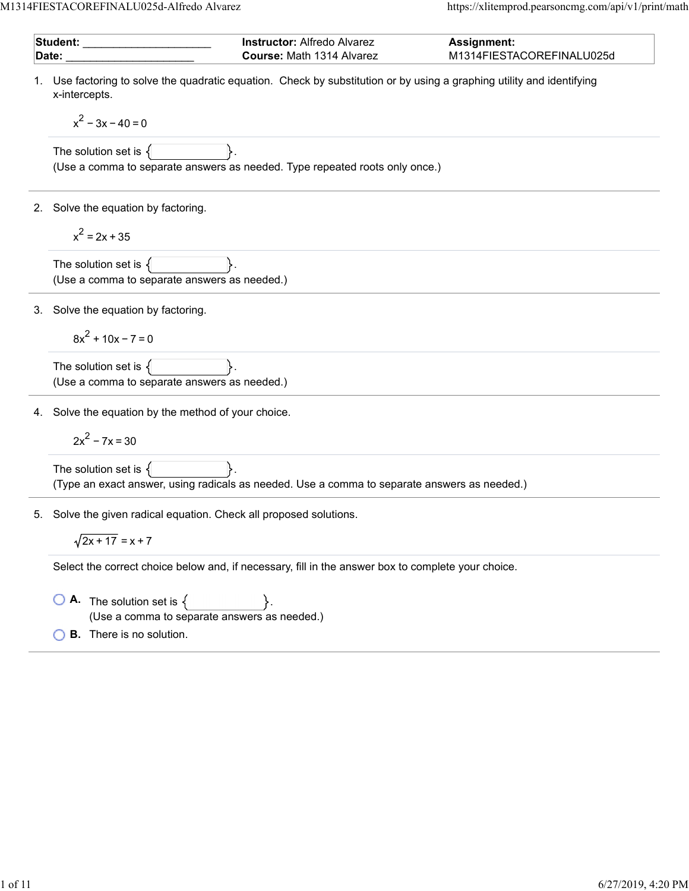| **Student:** ____________________ | **Instructor:** Alfredo Alvarez | **Assignment:** |
| --- | --- | --- |
| **Date:** ____________________ | **Course:** Math 1314 Alvarez | M1314FIESTACOREFINALU025d |

1. Use factoring to solve the quadratic equation. Check by substitution or by using a graphing utility and identifying x-intercepts.

   $x^2 - 3x - 40 = 0$

   The solution set is { ____________ }.
   (Use a comma to separate answers as needed. Type repeated roots only once.)

2. Solve the equation by factoring.

   $x^2 = 2x + 35$

   The solution set is { ____________ }.
   (Use a comma to separate answers as needed.)

3. Solve the equation by factoring.

   $8x^2 + 10x - 7 = 0$

   The solution set is { ____________ }.
   (Use a comma to separate answers as needed.)

4. Solve the equation by the method of your choice.

   $2x^2 - 7x = 30$

   The solution set is { ____________ }.
   (Type an exact answer, using radicals as needed. Use a comma to separate answers as needed.)

5. Solve the given radical equation. Check all proposed solutions.

   $\sqrt{2x + 17} = x + 7$

   Select the correct choice below and, if necessary, fill in the answer box to complete your choice.

   - **A.** The solution set is { ____________ }.
     (Use a comma to separate answers as needed.)
   - **B.** There is no solution.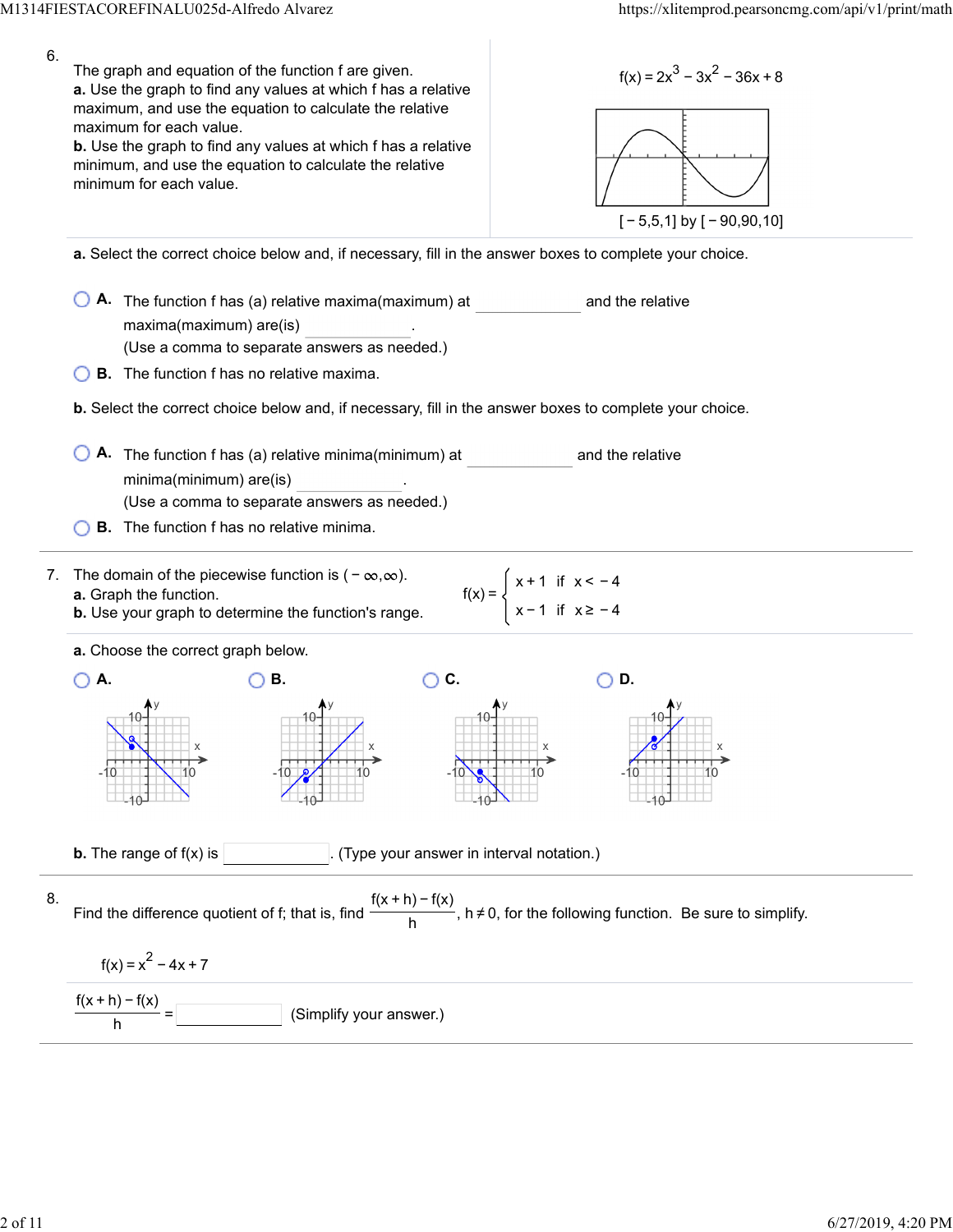6\. The graph and equation of the function f are given.

**a.** Use the graph to find any values at which f has a relative maximum, and use the equation to calculate the relative maximum for each value.

**b.** Use the graph to find any values at which f has a relative minimum, and use the equation to calculate the relative minimum for each value.

$f(x) = 2x^3 - 3x^2 - 36x + 8$

$[-5,5,1]$ by $[-90,90,10]$

**a.** Select the correct choice below and, if necessary, fill in the answer boxes to complete your choice.

- **A.** The function f has (a) relative maxima(maximum) at ________ and the relative maxima(maximum) are(is) ________.
(Use a comma to separate answers as needed.)
- **B.** The function f has no relative maxima.

**b.** Select the correct choice below and, if necessary, fill in the answer boxes to complete your choice.

- **A.** The function f has (a) relative minima(minimum) at ________ and the relative minima(minimum) are(is) ________.
(Use a comma to separate answers as needed.)
- **B.** The function f has no relative minima.

---

7\. The domain of the piecewise function is $(-\infty,\infty)$.

**a.** Graph the function.

**b.** Use your graph to determine the function's range.

$$f(x) = \begin{cases} x+1 & \text{if } x < -4 \\ x-1 & \text{if } x \geq -4 \end{cases}$$

**a.** Choose the correct graph below.

- **A.**
- **B.**
- **C.**
- **D.**

**b.** The range of f(x) is ________. (Type your answer in interval notation.)

---

8\. Find the difference quotient of f; that is, find $\frac{f(x+h)-f(x)}{h}$, $h \neq 0$, for the following function. Be sure to simplify.

$f(x) = x^2 - 4x + 7$

$\frac{f(x+h)-f(x)}{h}$ = ________ (Simplify your answer.)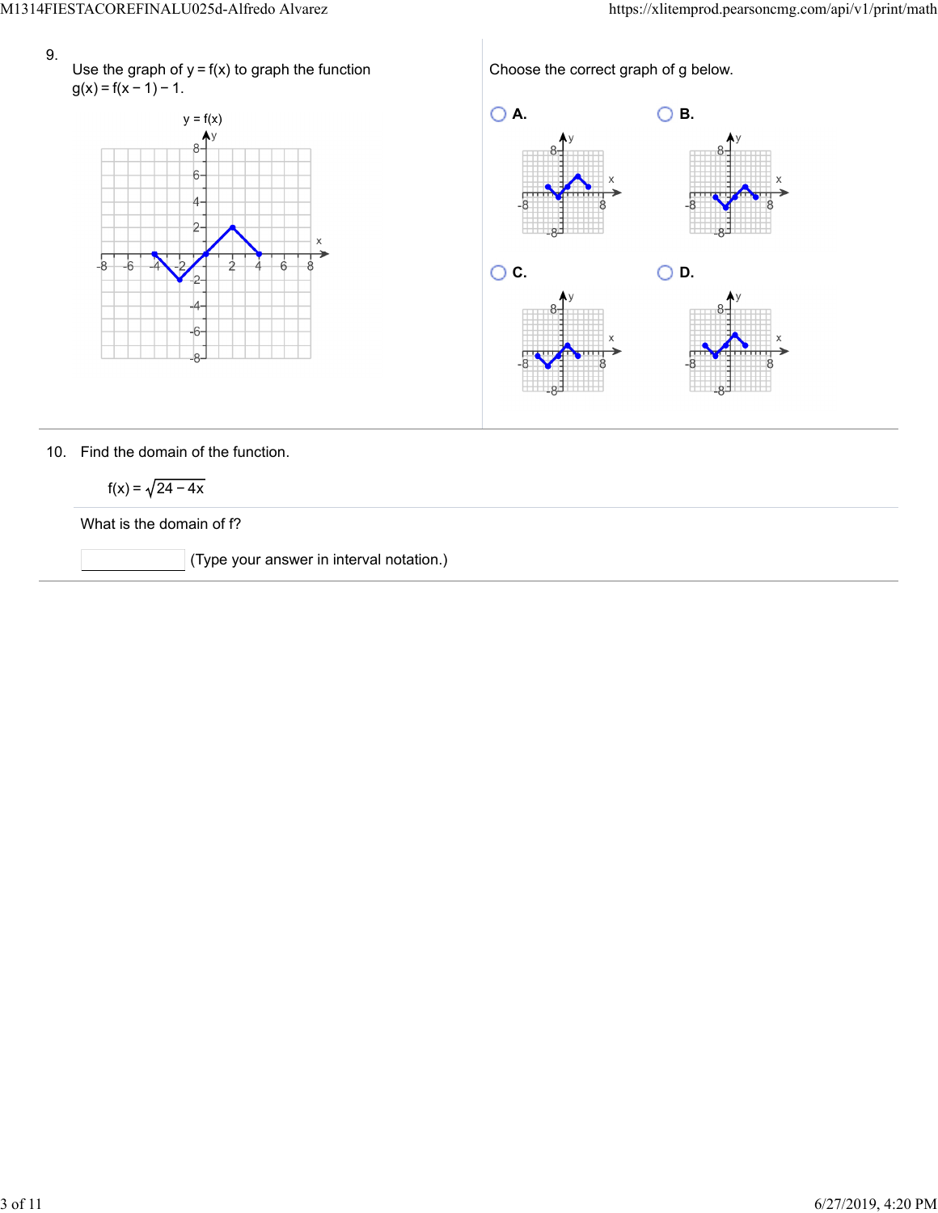9. Use the graph of $y = f(x)$ to graph the function $g(x) = f(x - 1) - 1$.

Choose the correct graph of g below.

- A.
- B.
- C.
- D.

10. Find the domain of the function.

$$f(x) = \sqrt{24 - 4x}$$

What is the domain of f?

(Type your answer in interval notation.)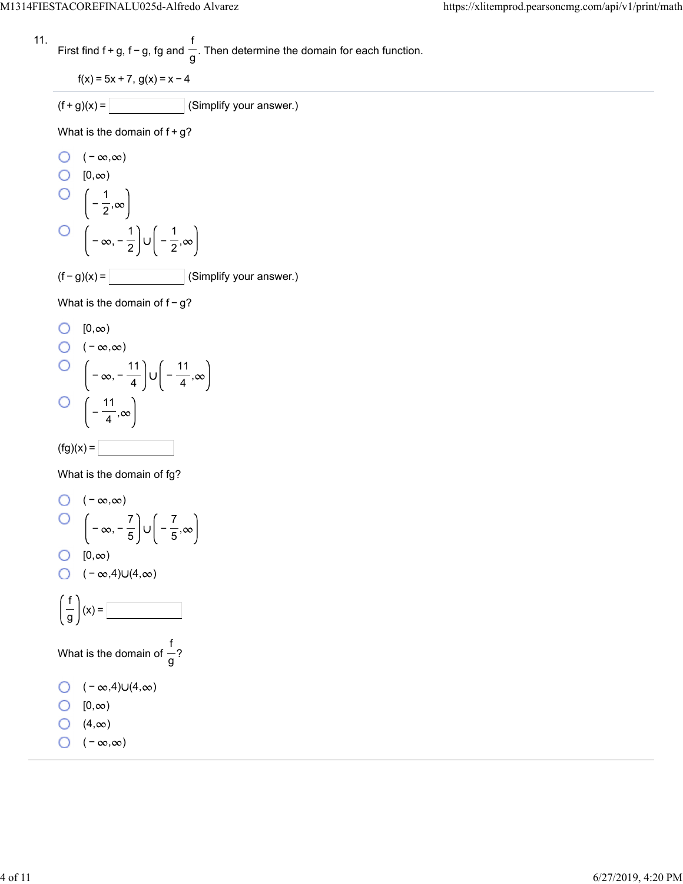11. First find f + g, f − g, fg and $\frac{f}{g}$. Then determine the domain for each function.

$f(x) = 5x + 7$, $g(x) = x - 4$

---

$(f + g)(x) =$ ________ (Simplify your answer.)

What is the domain of f + g?

- ○ $(-\infty,\infty)$
- ○ $[0,\infty)$
- ○ $\left(-\frac{1}{2},\infty\right)$
- ○ $\left(-\infty,-\frac{1}{2}\right)\cup\left(-\frac{1}{2},\infty\right)$

$(f - g)(x) =$ ________ (Simplify your answer.)

What is the domain of f − g?

- ○ $[0,\infty)$
- ○ $(-\infty,\infty)$
- ○ $\left(-\infty,-\frac{11}{4}\right)\cup\left(-\frac{11}{4},\infty\right)$
- ○ $\left(-\frac{11}{4},\infty\right)$

$(fg)(x) =$ ________

What is the domain of fg?

- ○ $(-\infty,\infty)$
- ○ $\left(-\infty,-\frac{7}{5}\right)\cup\left(-\frac{7}{5},\infty\right)$
- ○ $[0,\infty)$
- ○ $(-\infty,4)\cup(4,\infty)$

$\left(\frac{f}{g}\right)(x) =$ ________

What is the domain of $\frac{f}{g}$?

- ○ $(-\infty,4)\cup(4,\infty)$
- ○ $[0,\infty)$
- ○ $(4,\infty)$
- ○ $(-\infty,\infty)$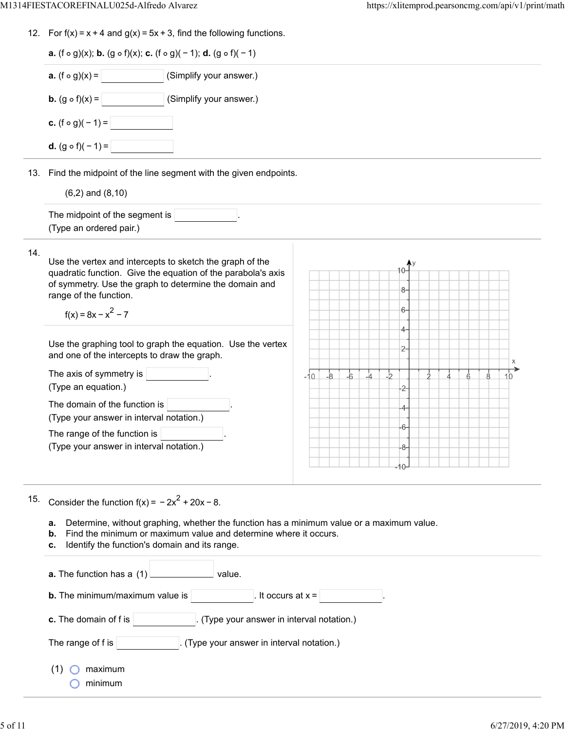12. For $f(x) = x + 4$ and $g(x) = 5x + 3$, find the following functions.

**a.** $(f \circ g)(x)$; **b.** $(g \circ f)(x)$; **c.** $(f \circ g)(-1)$; **d.** $(g \circ f)(-1)$

**a.** $(f \circ g)(x) =$ ______ (Simplify your answer.)

**b.** $(g \circ f)(x) =$ ______ (Simplify your answer.)

**c.** $(f \circ g)(-1) =$ ______

**d.** $(g \circ f)(-1) =$ ______

13. Find the midpoint of the line segment with the given endpoints.

(6,2) and (8,10)

The midpoint of the segment is ______.
(Type an ordered pair.)

14. Use the vertex and intercepts to sketch the graph of the quadratic function. Give the equation of the parabola's axis of symmetry. Use the graph to determine the domain and range of the function.

$f(x) = 8x - x^2 - 7$

Use the graphing tool to graph the equation. Use the vertex and one of the intercepts to draw the graph.

The axis of symmetry is ______.
(Type an equation.)

The domain of the function is ______.
(Type your answer in interval notation.)

The range of the function is ______.
(Type your answer in interval notation.)

15. Consider the function $f(x) = -2x^2 + 20x - 8$.

**a.** Determine, without graphing, whether the function has a minimum value or a maximum value.
**b.** Find the minimum or maximum value and determine where it occurs.
**c.** Identify the function's domain and its range.

**a.** The function has a (1) ______ value.

**b.** The minimum/maximum value is ______. It occurs at x = ______.

**c.** The domain of f is ______. (Type your answer in interval notation.)

The range of f is ______. (Type your answer in interval notation.)

(1) ○ maximum
○ minimum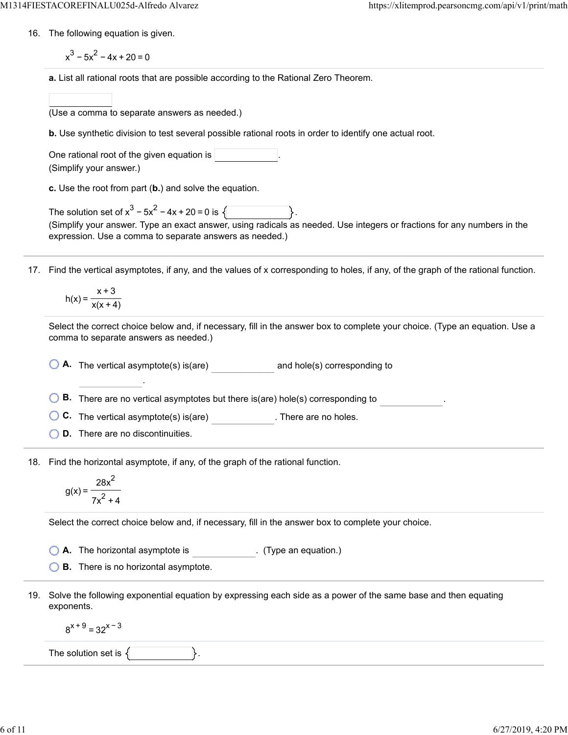16. The following equation is given.

$$x^3 - 5x^2 - 4x + 20 = 0$$

**a.** List all rational roots that are possible according to the Rational Zero Theorem.

\_\_\_\_\_\_\_\_\_\_

(Use a comma to separate answers as needed.)

**b.** Use synthetic division to test several possible rational roots in order to identify one actual root.

One rational root of the given equation is \_\_\_\_\_\_\_\_\_\_.
(Simplify your answer.)

**c.** Use the root from part (**b.**) and solve the equation.

The solution set of $x^3 - 5x^2 - 4x + 20 = 0$ is { \_\_\_\_\_\_\_\_\_\_ }.
(Simplify your answer. Type an exact answer, using radicals as needed. Use integers or fractions for any numbers in the expression. Use a comma to separate answers as needed.)

---

17. Find the vertical asymptotes, if any, and the values of x corresponding to holes, if any, of the graph of the rational function.

$$h(x) = \frac{x+3}{x(x+4)}$$

Select the correct choice below and, if necessary, fill in the answer box to complete your choice. (Type an equation. Use a comma to separate answers as needed.)

- **A.** The vertical asymptote(s) is(are) \_\_\_\_\_\_\_\_\_\_ and hole(s) corresponding to \_\_\_\_\_\_\_\_\_\_.
- **B.** There are no vertical asymptotes but there is(are) hole(s) corresponding to \_\_\_\_\_\_\_\_\_\_.
- **C.** The vertical asymptote(s) is(are) \_\_\_\_\_\_\_\_\_\_. There are no holes.
- **D.** There are no discontinuities.

---

18. Find the horizontal asymptote, if any, of the graph of the rational function.

$$g(x) = \frac{28x^2}{7x^2 + 4}$$

Select the correct choice below and, if necessary, fill in the answer box to complete your choice.

- **A.** The horizontal asymptote is \_\_\_\_\_\_\_\_\_\_. (Type an equation.)
- **B.** There is no horizontal asymptote.

---

19. Solve the following exponential equation by expressing each side as a power of the same base and then equating exponents.

$$8^{x+9} = 32^{x-3}$$

The solution set is { \_\_\_\_\_\_\_\_\_\_ }.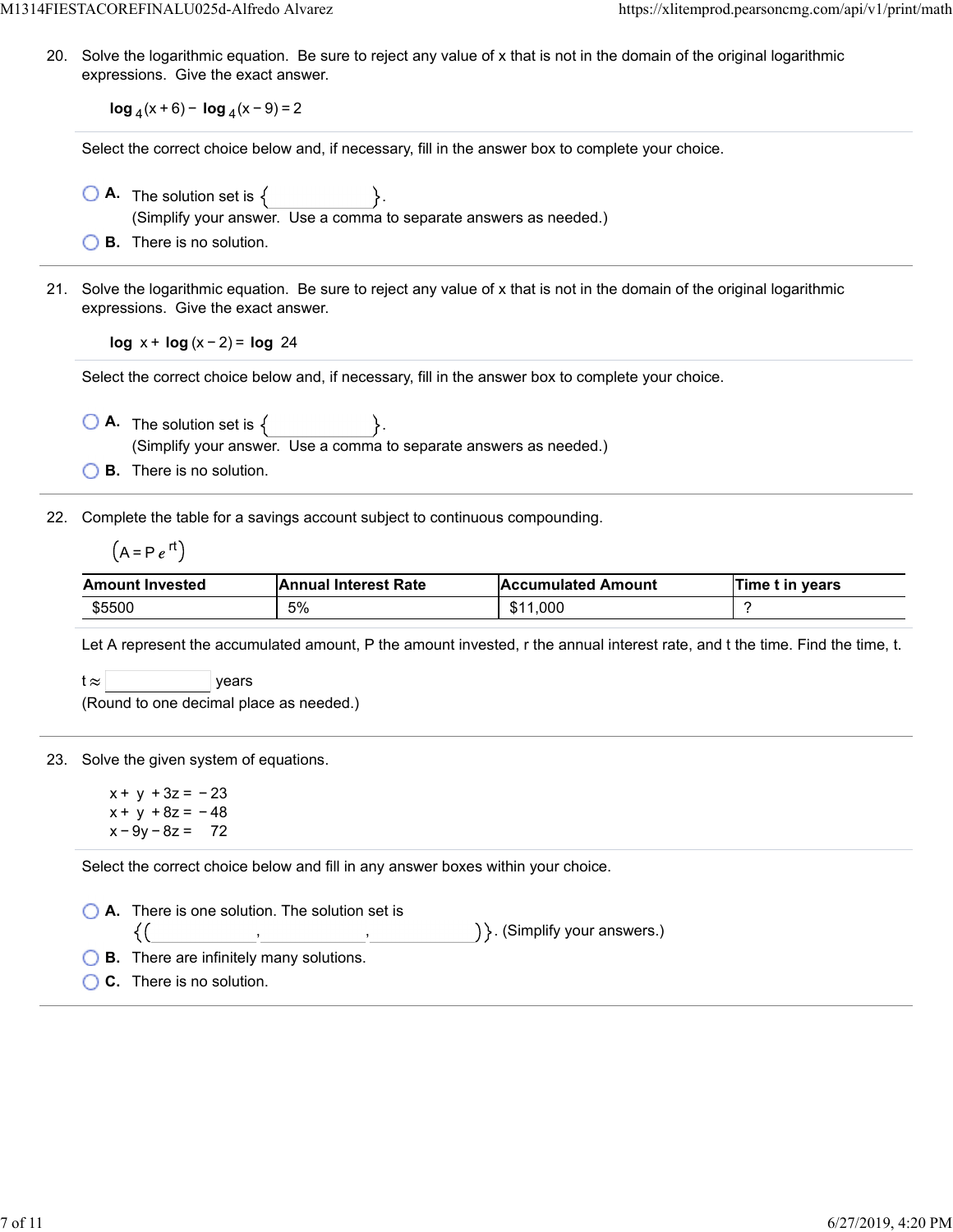20. Solve the logarithmic equation. Be sure to reject any value of x that is not in the domain of the original logarithmic expressions. Give the exact answer.

$$\log_4(x+6) - \log_4(x-9) = 2$$

Select the correct choice below and, if necessary, fill in the answer box to complete your choice.

- **A.** The solution set is { }.
  (Simplify your answer. Use a comma to separate answers as needed.)
- **B.** There is no solution.

---

21. Solve the logarithmic equation. Be sure to reject any value of x that is not in the domain of the original logarithmic expressions. Give the exact answer.

$$\log x + \log(x-2) = \log 24$$

Select the correct choice below and, if necessary, fill in the answer box to complete your choice.

- **A.** The solution set is { }.
  (Simplify your answer. Use a comma to separate answers as needed.)
- **B.** There is no solution.

---

22. Complete the table for a savings account subject to continuous compounding.

$(A = Pe^{rt})$

| Amount Invested | Annual Interest Rate | Accumulated Amount | Time t in years |
|---|---|---|---|
| $5500 | 5% | $11,000 | ? |

Let A represent the accumulated amount, P the amount invested, r the annual interest rate, and t the time. Find the time, t.

$t \approx$ ____ years
(Round to one decimal place as needed.)

---

23. Solve the given system of equations.

$$x + y + 3z = -23$$
$$x + y + 8z = -48$$
$$x - 9y - 8z = 72$$

Select the correct choice below and fill in any answer boxes within your choice.

- **A.** There is one solution. The solution set is {( ____, ____, ____ )}. (Simplify your answers.)
- **B.** There are infinitely many solutions.
- **C.** There is no solution.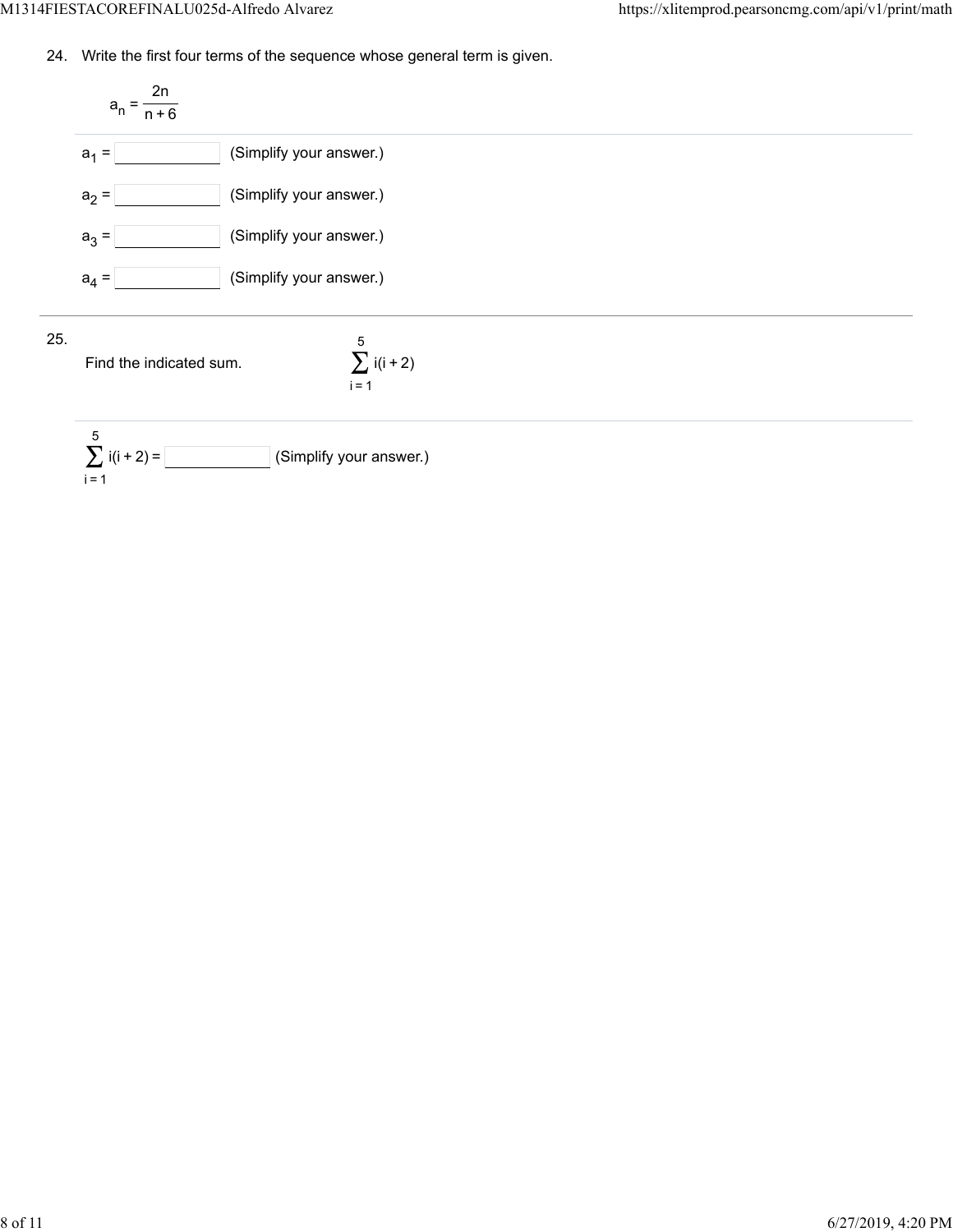24. Write the first four terms of the sequence whose general term is given.

$$a_n = \frac{2n}{n+6}$$

$a_1 =$ ______ (Simplify your answer.)

$a_2 =$ ______ (Simplify your answer.)

$a_3 =$ ______ (Simplify your answer.)

$a_4 =$ ______ (Simplify your answer.)

---

25. Find the indicated sum. $$\sum_{i=1}^{5} i(i+2)$$

$\sum_{i=1}^{5} i(i+2) =$ ______ (Simplify your answer.)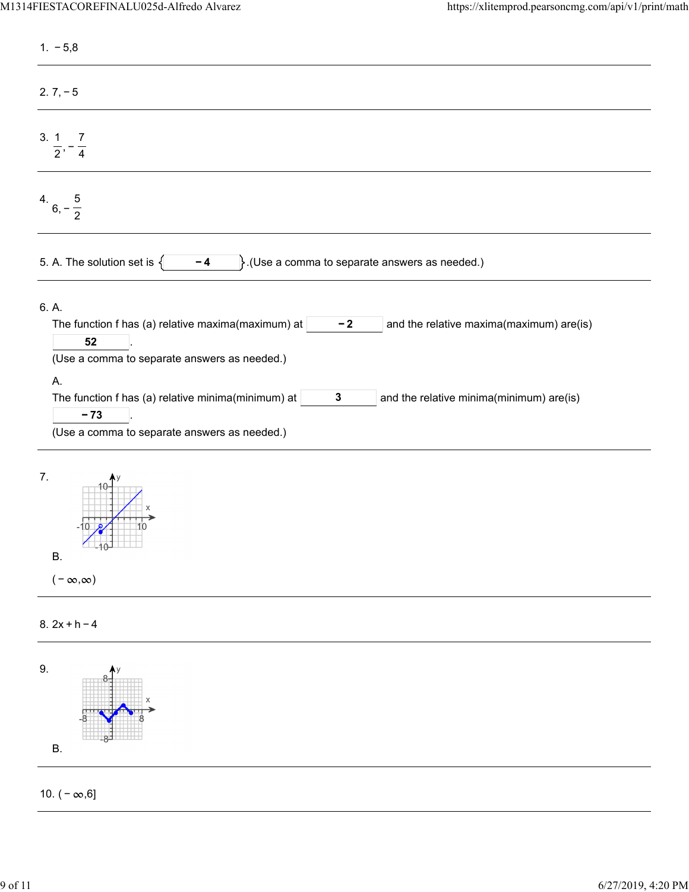1. $-5, 8$

---

2. $7, -5$

---

3. $\frac{1}{2}, -\frac{7}{4}$

---

4. $6, -\frac{5}{2}$

---

5. A. The solution set is { $-4$ }.(Use a comma to separate answers as needed.)

---

6. A.

The function f has (a) relative maxima(maximum) at $-2$ and the relative maxima(maximum) are(is) $52$.

(Use a comma to separate answers as needed.)

A.

The function f has (a) relative minima(minimum) at $3$ and the relative minima(minimum) are(is) $-73$.

(Use a comma to separate answers as needed.)

---

7.

B.

$(-\infty, \infty)$

---

8. $2x + h - 4$

---

9.

B.

---

10. $(-\infty, 6]$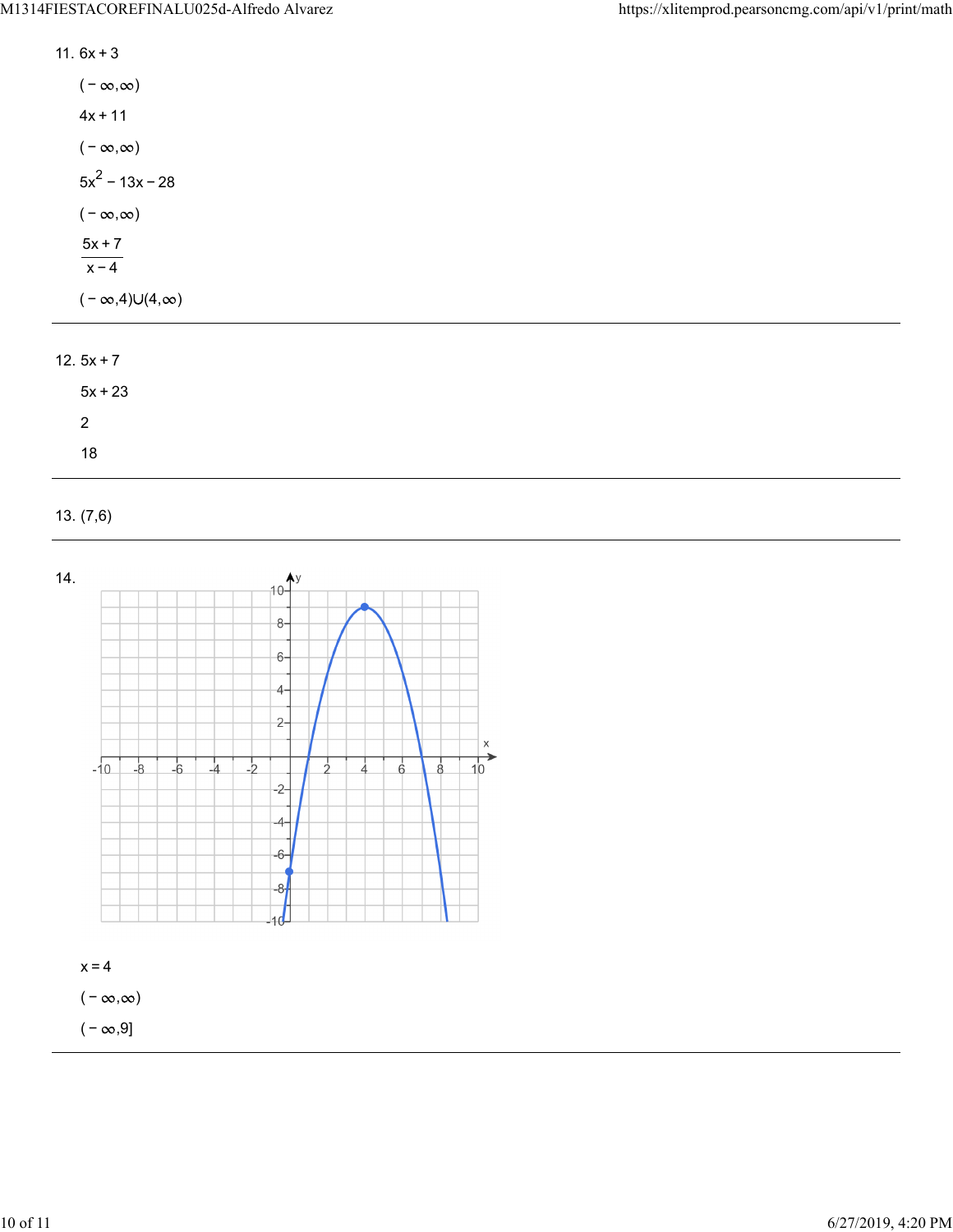11. $6x + 3$

    $(-\infty, \infty)$

    $4x + 11$

    $(-\infty, \infty)$

    $5x^2 - 13x - 28$

    $(-\infty, \infty)$

    $\frac{5x + 7}{x - 4}$

    $(-\infty, 4) \cup (4, \infty)$

---

12. $5x + 7$

    $5x + 23$

    2

    18

---

13. (7,6)

---

14.

    $x = 4$

    $(-\infty, \infty)$

    $(-\infty, 9]$

---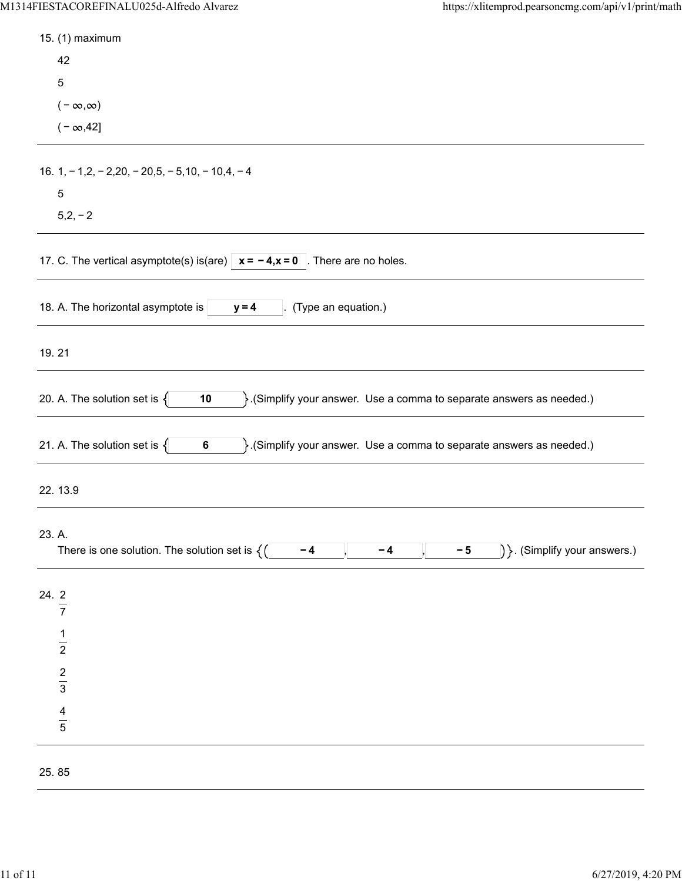15. (1) maximum

42

5

$(-\infty, \infty)$

$(-\infty, 42]$

---

16. 1, −1,2, −2,20, −20,5, −5,10, −10,4, −4

5

5,2, −2

---

17. C. The vertical asymptote(s) is(are) **$x = -4, x = 0$** . There are no holes.

---

18. A. The horizontal asymptote is **$y = 4$** . (Type an equation.)

---

19. 21

---

20. A. The solution set is { **10** }.(Simplify your answer. Use a comma to separate answers as needed.)

---

21. A. The solution set is { **6** }.(Simplify your answer. Use a comma to separate answers as needed.)

---

22. 13.9

---

23. A.
There is one solution. The solution set is {( **−4** , **−4** , **−5** )}. (Simplify your answers.)

---

24. $\frac{2}{7}$

$\frac{1}{2}$

$\frac{2}{3}$

$\frac{4}{5}$

---

25. 85